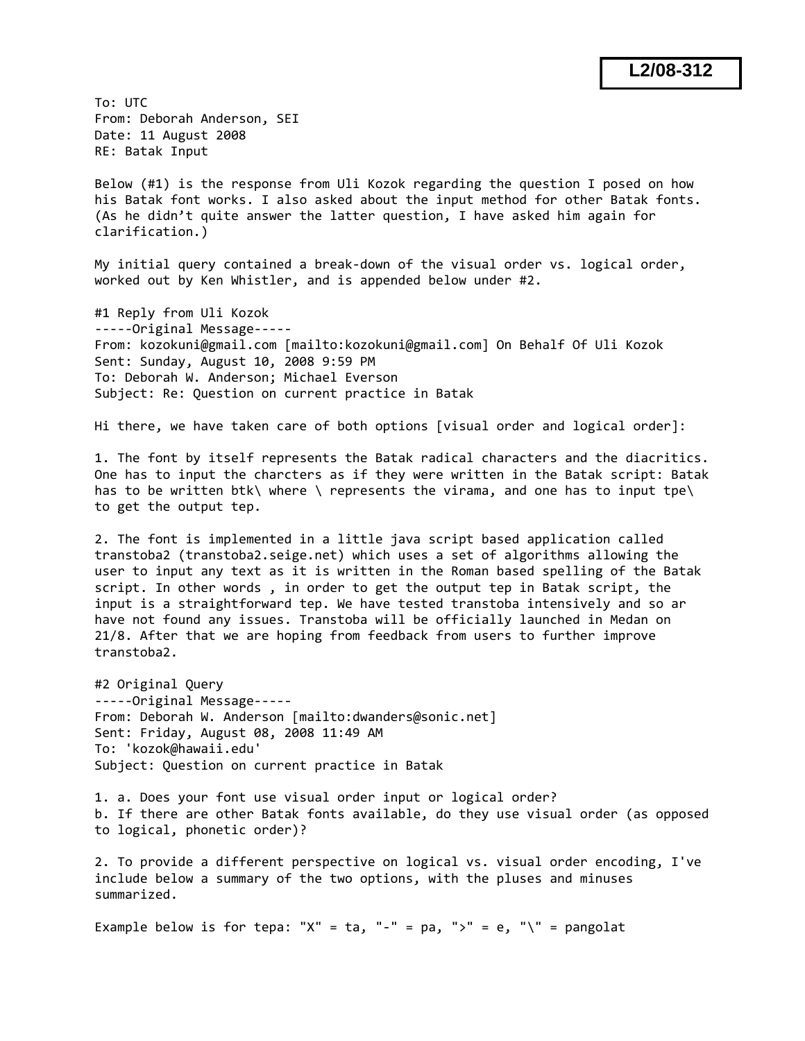**L2/08-312**

To: UTC
From: Deborah Anderson, SEI
Date: 11 August 2008
RE: Batak Input

Below (#1) is the response from Uli Kozok regarding the question I posed on how his Batak font works. I also asked about the input method for other Batak fonts. (As he didn't quite answer the latter question, I have asked him again for clarification.)

My initial query contained a break-down of the visual order vs. logical order, worked out by Ken Whistler, and is appended below under #2.

#1 Reply from Uli Kozok
-----Original Message-----
From: kozokuni@gmail.com [mailto:kozokuni@gmail.com] On Behalf Of Uli Kozok
Sent: Sunday, August 10, 2008 9:59 PM
To: Deborah W. Anderson; Michael Everson
Subject: Re: Question on current practice in Batak

Hi there, we have taken care of both options [visual order and logical order]:

1. The font by itself represents the Batak radical characters and the diacritics. One has to input the charcters as if they were written in the Batak script: Batak has to be written btk\ where \ represents the virama, and one has to input tpe\ to get the output tep.

2. The font is implemented in a little java script based application called transtoba2 (transtoba2.seige.net) which uses a set of algorithms allowing the user to input any text as it is written in the Roman based spelling of the Batak script. In other words , in order to get the output tep in Batak script, the input is a straightforward tep. We have tested transtoba intensively and so ar have not found any issues. Transtoba will be officially launched in Medan on 21/8. After that we are hoping from feedback from users to further improve transtoba2.

#2 Original Query
-----Original Message-----
From: Deborah W. Anderson [mailto:dwanders@sonic.net]
Sent: Friday, August 08, 2008 11:49 AM
To: 'kozok@hawaii.edu'
Subject: Question on current practice in Batak

1. a. Does your font use visual order input or logical order?
b. If there are other Batak fonts available, do they use visual order (as opposed to logical, phonetic order)?

2. To provide a different perspective on logical vs. visual order encoding, I've include below a summary of the two options, with the pluses and minuses summarized.

Example below is for tepa: "X" = ta, "-" = pa, ">" = e, "\" = pangolat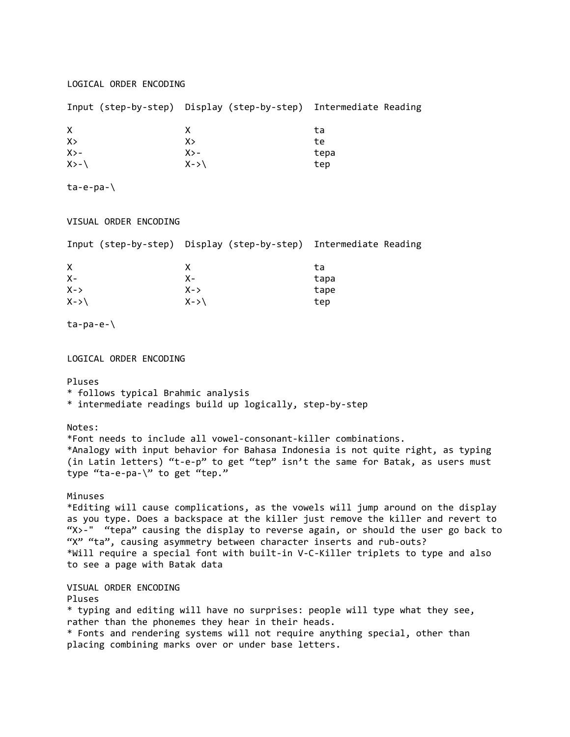LOGICAL ORDER ENCODING

| Input (step-by-step) | Display (step-by-step) | Intermediate Reading |
| --- | --- | --- |
| X | X | ta |
| X> | X> | te |
| X>- | X>- | tepa |
| X>-\ | X->\ | tep |

ta-e-pa-\

VISUAL ORDER ENCODING

| Input (step-by-step) | Display (step-by-step) | Intermediate Reading |
| --- | --- | --- |
| X | X | ta |
| X- | X- | tapa |
| X-> | X-> | tape |
| X->\ | X->\ | tep |

ta-pa-e-\

LOGICAL ORDER ENCODING

Pluses
* follows typical Brahmic analysis
* intermediate readings build up logically, step-by-step

Notes:
*Font needs to include all vowel-consonant-killer combinations.
*Analogy with input behavior for Bahasa Indonesia is not quite right, as typing (in Latin letters) “t-e-p” to get “tep” isn’t the same for Batak, as users must type “ta-e-pa-\” to get “tep.”

Minuses
*Editing will cause complications, as the vowels will jump around on the display as you type. Does a backspace at the killer just remove the killer and revert to “X>-"  “tepa” causing the display to reverse again, or should the user go back to “X” “ta”, causing asymmetry between character inserts and rub-outs?
*Will require a special font with built-in V-C-Killer triplets to type and also to see a page with Batak data

VISUAL ORDER ENCODING
Pluses
* typing and editing will have no surprises: people will type what they see, rather than the phonemes they hear in their heads.
* Fonts and rendering systems will not require anything special, other than placing combining marks over or under base letters.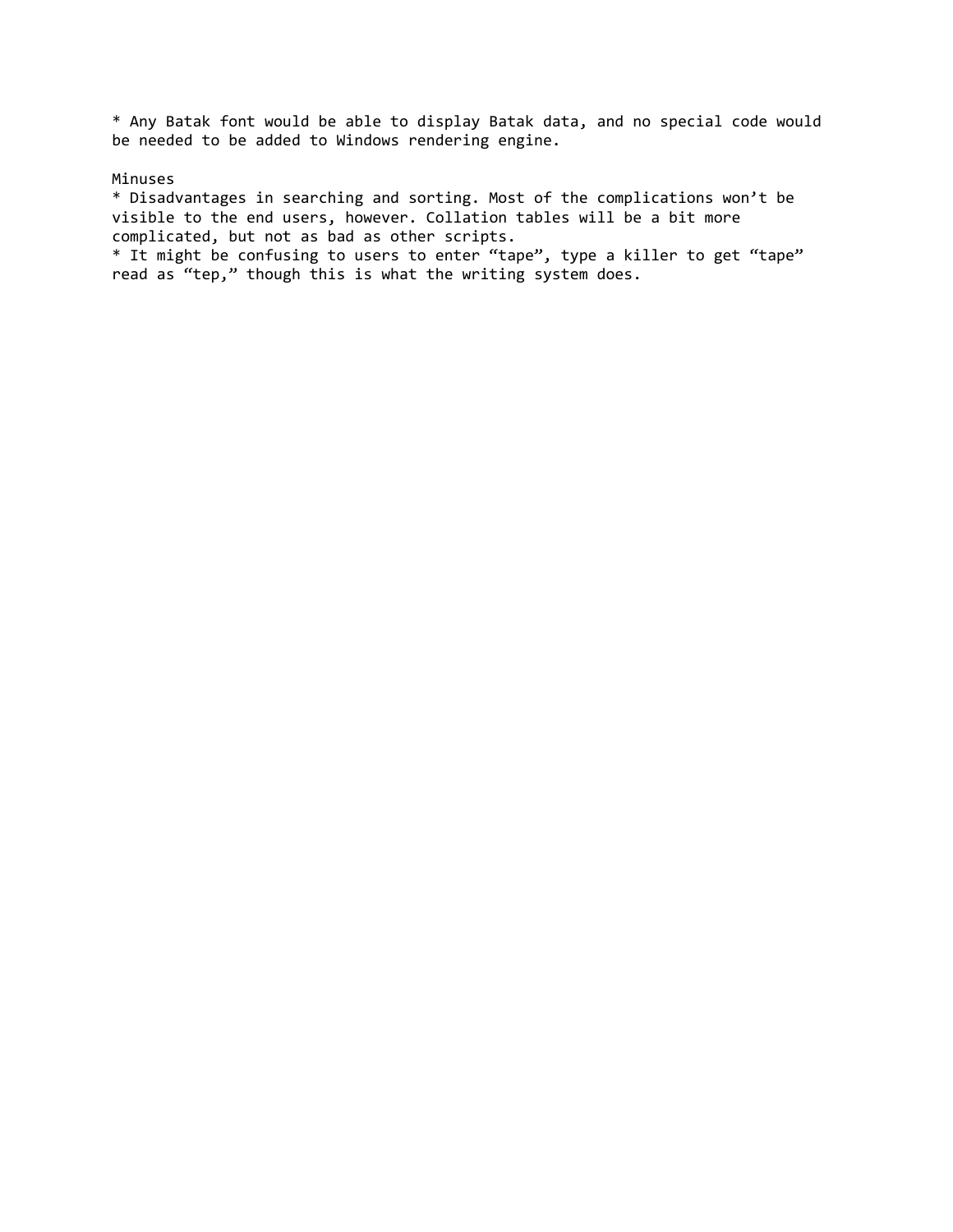* Any Batak font would be able to display Batak data, and no special code would be needed to be added to Windows rendering engine.

Minuses

* Disadvantages in searching and sorting. Most of the complications won't be visible to the end users, however. Collation tables will be a bit more complicated, but not as bad as other scripts.
* It might be confusing to users to enter "tape", type a killer to get "tape" read as "tep," though this is what the writing system does.